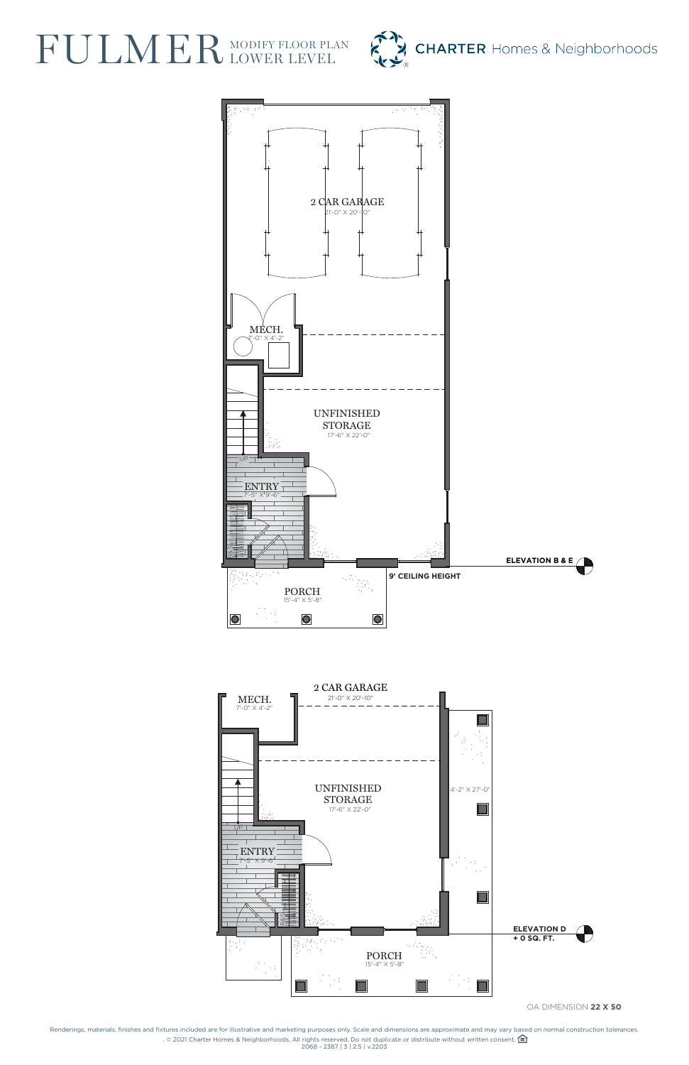# FULMER MODIFY FLOOR PLAN LOWER LEVEL

CHARTER Homes & Neighborhoods

2 CAR GARAGE
21'-0" X 20'-0"

MECH.
7'-0" X 4'-2"

UNFINISHED STORAGE
17'-6" X 22'-0"

UP

ENTRY
7'-5" X 9'-6"

PORCH
15'-4" X 5'-8"

9' CEILING HEIGHT

ELEVATION B & E

2 CAR GARAGE
21'-0" X 20'-10"

MECH.
7'-0" X 4'-2"

UNFINISHED STORAGE
17'-6" X 22'-0"

4'-2" X 27'-0"

UP

ENTRY
7'-5" X 9'-6"

PORCH
15'-4" X 5'-8"

ELEVATION D
+ 0 SQ. FT.

OA DIMENSION **22 X 50**

Renderings, materials, finishes and fixtures included are for illustrative and marketing purposes only. Scale and dimensions are approximate and may vary based on normal construction tolerances.
. © 2021 Charter Homes & Neighborhoods. All rights reserved. Do not duplicate or distribute without written consent.
2068 - 2387 | 3 | 2.5 | v.2203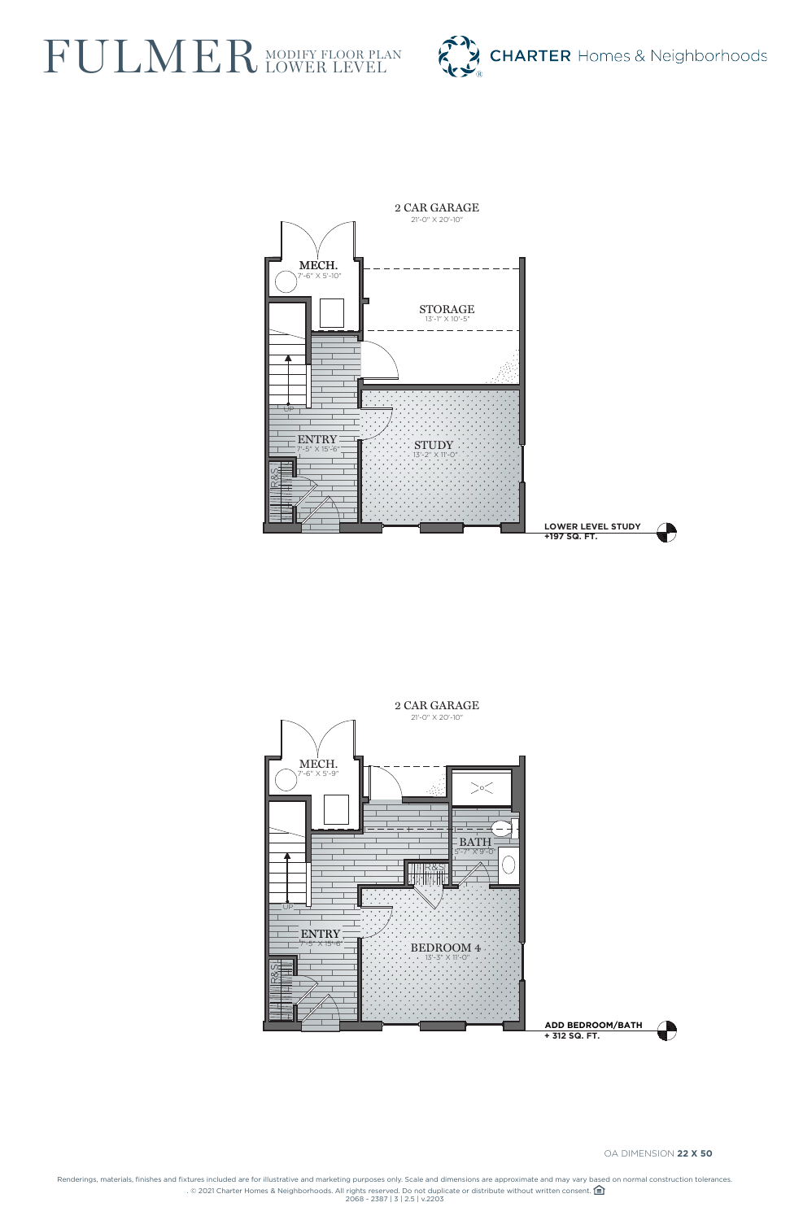# FULMER MODIFY FLOOR PLAN LOWER LEVEL

**CHARTER** Homes & Neighborhoods

2 CAR GARAGE
21'-0" X 20'-10"

MECH.
7'-6" X 5'-10"

STORAGE
13'-1" X 10'-5"

ENTRY
7'-5" X 15'-6"

STUDY
13'-2" X 11'-0"

**LOWER LEVEL STUDY**
**+197 SQ. FT.**

2 CAR GARAGE
21'-0" X 20'-10"

MECH.
7'-6" X 5'-9"

BATH
5'-7" X 9'-0"

ENTRY
7'-5" X 15'-6"

BEDROOM 4
13'-3" X 11'-0"

**ADD BEDROOM/BATH**
**+ 312 SQ. FT.**

OA DIMENSION **22 X 50**

Renderings, materials, finishes and fixtures included are for illustrative and marketing purposes only. Scale and dimensions are approximate and may vary based on normal construction tolerances. © 2021 Charter Homes & Neighborhoods. All rights reserved. Do not duplicate or distribute without written consent.
2068 - 2387 | 3 | 2.5 | v.2203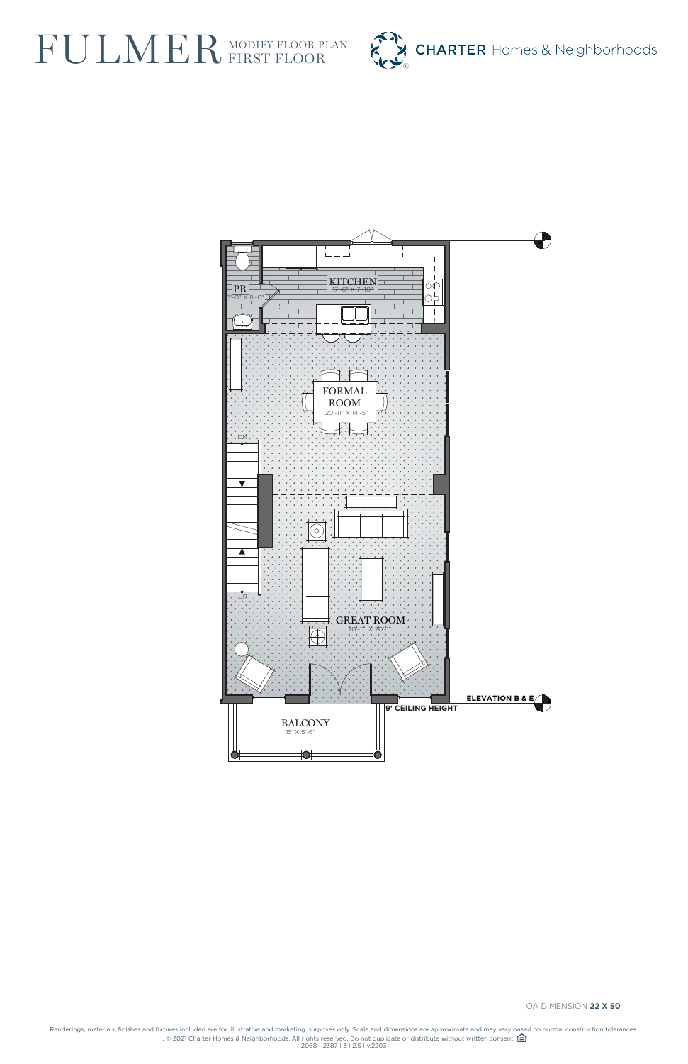# FULMER MODIFY FLOOR PLAN FIRST FLOOR

CHARTER Homes & Neighborhoods

KITCHEN
17'-6" X 7'-10"

PR
5'-0" X 8'-0"

FORMAL ROOM
20'-11" X 14'-5"

DN

UP

GREAT ROOM
20'-11" X 20'-1"

BALCONY
15' X 5'-6"

ELEVATION B & E

9' CEILING HEIGHT

OA DIMENSION **22 X 50**

Renderings, materials, finishes and fixtures included are for illustrative and marketing purposes only. Scale and dimensions are approximate and may vary based on normal construction tolerances. . © 2021 Charter Homes & Neighborhoods. All rights reserved. Do not duplicate or distribute without written consent.

2068 – 2387 | 3 | 2.5 | v.2203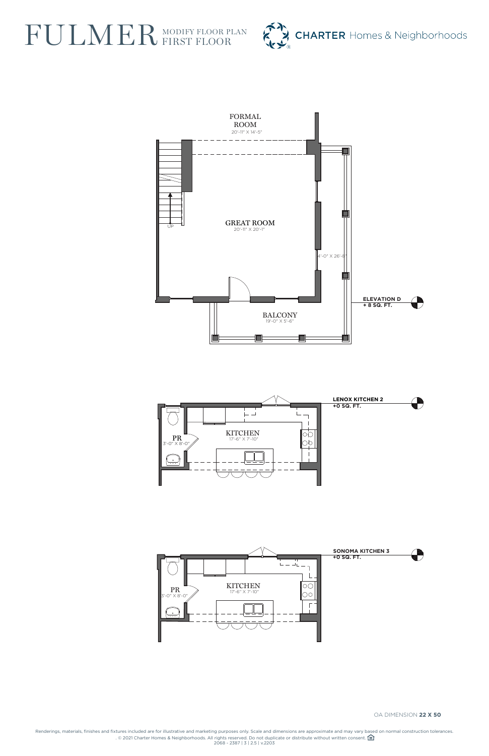# FULMER MODIFY FLOOR PLAN FIRST FLOOR

CHARTER Homes & Neighborhoods

FORMAL ROOM
20'-11" X 14'-5"

UP

GREAT ROOM
20'-11" X 20'-1"

4'-0" X 26'-8"

BALCONY
19'-0" X 5'-6"

**ELEVATION D**
**+ 8 SQ. FT.**

PR
3'-0" X 8'-0"

KITCHEN
17'-6" X 7'-10"

**LENOX KITCHEN 2**
**+0 SQ. FT.**

PR
3'-0" X 8'-0"

KITCHEN
17'-6" X 7'-10"

**SONOMA KITCHEN 3**
**+0 SQ. FT.**

OA DIMENSION **22 X 50**

Renderings, materials, finishes and fixtures included are for illustrative and marketing purposes only. Scale and dimensions are approximate and may vary based on normal construction tolerances. . © 2021 Charter Homes & Neighborhoods. All rights reserved. Do not duplicate or distribute without written consent.
2068 - 2387 | 3 | 2.5 | v.2203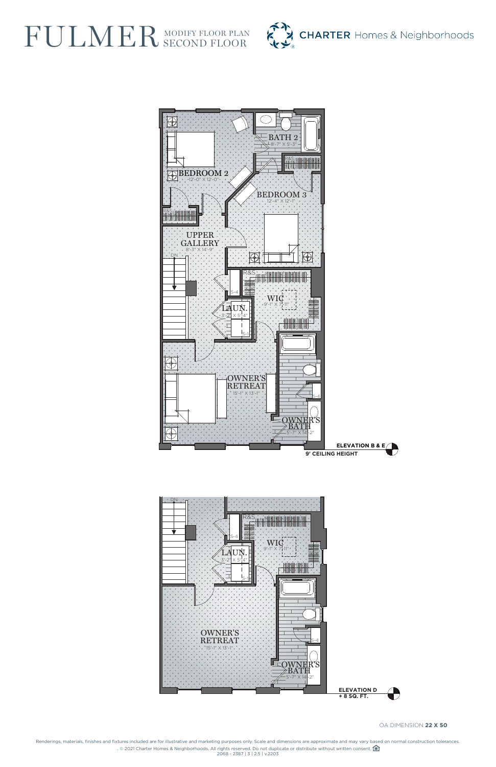# FULMER

MODIFY FLOOR PLAN
SECOND FLOOR

CHARTER Homes & Neighborhoods

BATH 2
8'-7" X 5'-3"

BEDROOM 2
12'-0" X 12'-0"

BEDROOM 3
12'-4" X 12'-1"

UPPER GALLERY
8'-3" X 14'-9"

DN

R&S

S-4

WIC
9'-1" X 7'-11"

LAUN.
3'-2" X 5'-4"

S-1

OWNER'S RETREAT
15'-1" X 13'-1"

OWNER'S BATH
5'-7" X 14'-2"

**ELEVATION B & E**
**9' CEILING HEIGHT**

DN

R&S

S-4

WIC
9'-1" X 7'-11"

LAUN.
3'-2" X 5'-4"

S-1

OWNER'S RETREAT
15'-1" X 13'-1"

OWNER'S BATH
5'-7" X 14'-2"

**ELEVATION D**
**+ 8 SQ. FT.**

OA DIMENSION **22 X 50**

Renderings, materials, finishes and fixtures included are for illustrative and marketing purposes only. Scale and dimensions are approximate and may vary based on normal construction tolerances.
. © 2021 Charter Homes & Neighborhoods. All rights reserved. Do not duplicate or distribute without written consent.
2068 - 2387 | 3 | 2.5 | v.2203